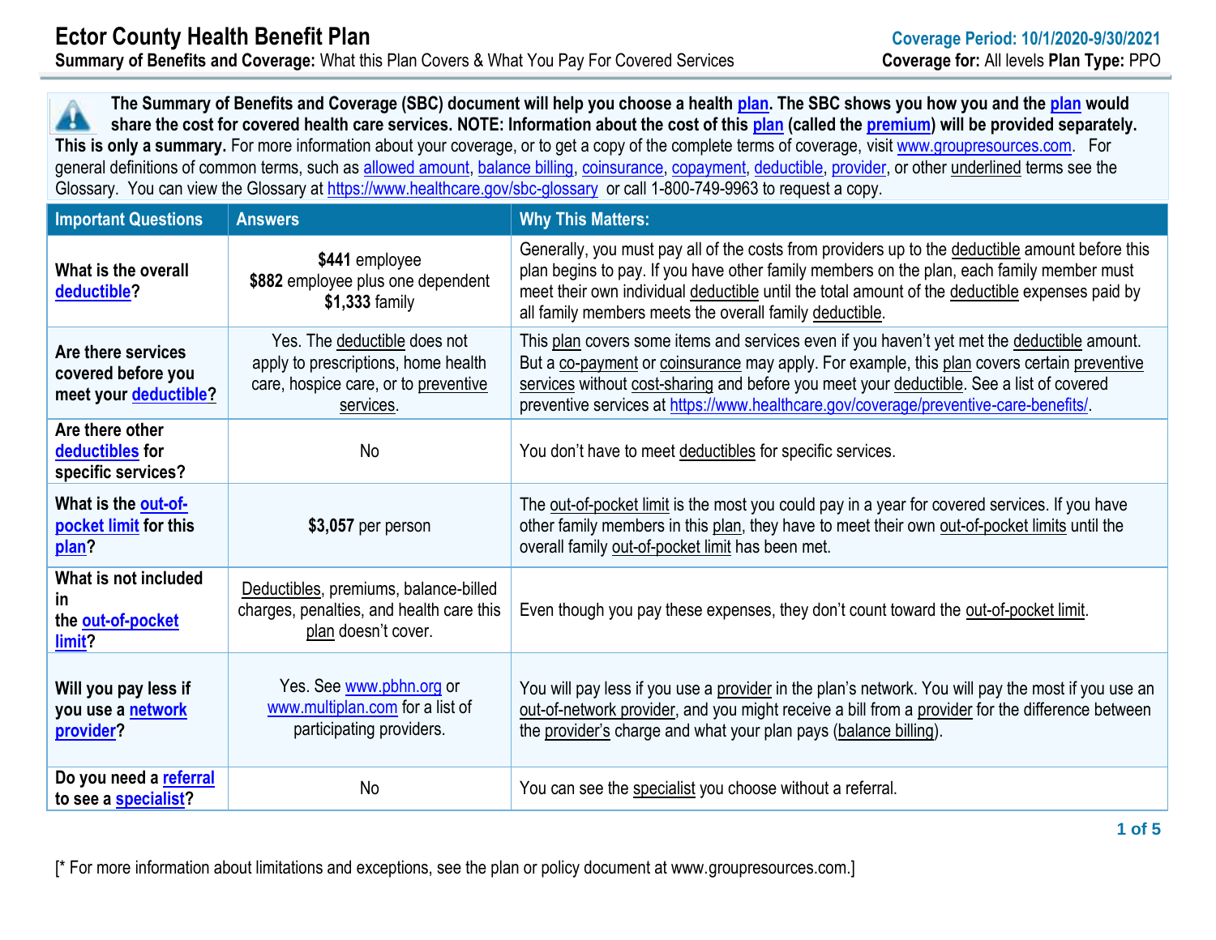# Ector County Health Benefit Plan

**Summary of Benefits and Coverage:** What this Plan Covers & What You Pay For Covered Services

**Coverage Period: 10/1/2020-9/30/2021**

**Coverage for:** All levels **Plan Type:** PPO

**The Summary of Benefits and Coverage (SBC) document will help you choose a health plan. The SBC shows you how you and the plan would share the cost for covered health care services. NOTE: Information about the cost of this plan (called the premium) will be provided separately. This is only a summary.** For more information about your coverage, or to get a copy of the complete terms of coverage, visit www.groupresources.com. For general definitions of common terms, such as allowed amount, balance billing, coinsurance, copayment, deductible, provider, or other underlined terms see the Glossary. You can view the Glossary at https://www.healthcare.gov/sbc-glossary or call 1-800-749-9963 to request a copy.

| Important Questions | Answers | Why This Matters: |
|---|---|---|
| **What is the overall deductible?** | **$441** employee<br>**$882** employee plus one dependent<br>**$1,333** family | Generally, you must pay all of the costs from providers up to the deductible amount before this plan begins to pay. If you have other family members on the plan, each family member must meet their own individual deductible until the total amount of the deductible expenses paid by all family members meets the overall family deductible. |
| **Are there services covered before you meet your deductible?** | Yes. The deductible does not apply to prescriptions, home health care, hospice care, or to preventive services. | This plan covers some items and services even if you haven't yet met the deductible amount. But a co-payment or coinsurance may apply. For example, this plan covers certain preventive services without cost-sharing and before you meet your deductible. See a list of covered preventive services at https://www.healthcare.gov/coverage/preventive-care-benefits/. |
| **Are there other deductibles for specific services?** | No | You don't have to meet deductibles for specific services. |
| **What is the out-of-pocket limit for this plan?** | **$3,057** per person | The out-of-pocket limit is the most you could pay in a year for covered services. If you have other family members in this plan, they have to meet their own out-of-pocket limits until the overall family out-of-pocket limit has been met. |
| **What is not included in the out-of-pocket limit?** | Deductibles, premiums, balance-billed charges, penalties, and health care this plan doesn't cover. | Even though you pay these expenses, they don't count toward the out-of-pocket limit. |
| **Will you pay less if you use a network provider?** | Yes. See www.pbhn.org or www.multiplan.com for a list of participating providers. | You will pay less if you use a provider in the plan's network. You will pay the most if you use an out-of-network provider, and you might receive a bill from a provider for the difference between the provider's charge and what your plan pays (balance billing). |
| **Do you need a referral to see a specialist?** | No | You can see the specialist you choose without a referral. |

[* For more information about limitations and exceptions, see the plan or policy document at www.groupresources.com.]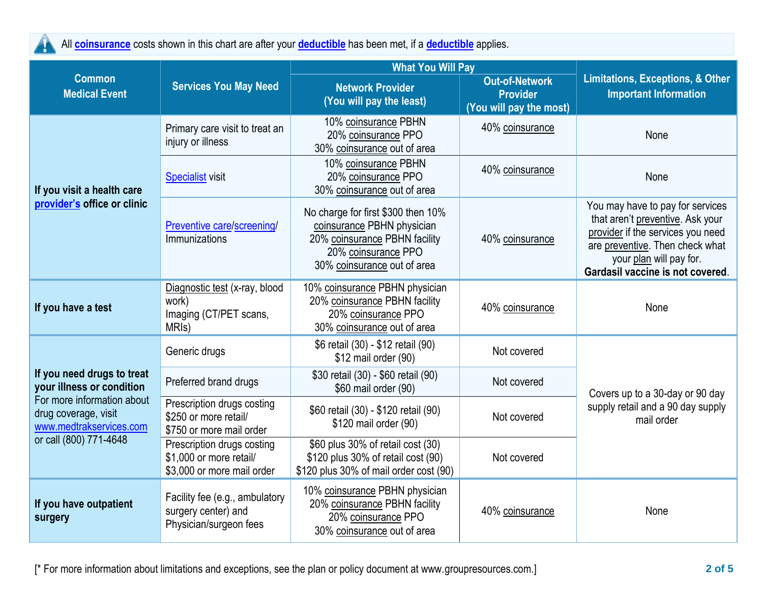All **coinsurance** costs shown in this chart are after your **deductible** has been met, if a **deductible** applies.

| Common Medical Event | Services You May Need | What You Will Pay | | Limitations, Exceptions, & Other Important Information |
|---|---|---|---|---|
| | | Network Provider (You will pay the least) | Out-of-Network Provider (You will pay the most) | |
| **If you visit a health care provider's office or clinic** | Primary care visit to treat an injury or illness | 10% coinsurance PBHN<br>20% coinsurance PPO<br>30% coinsurance out of area | 40% coinsurance | None |
| | Specialist visit | 10% coinsurance PBHN<br>20% coinsurance PPO<br>30% coinsurance out of area | 40% coinsurance | None |
| | Preventive care/screening/ Immunizations | No charge for first $300 then 10% coinsurance PBHN physician<br>20% coinsurance PBHN facility<br>20% coinsurance PPO<br>30% coinsurance out of area | 40% coinsurance | You may have to pay for services that aren't preventive. Ask your provider if the services you need are preventive. Then check what your plan will pay for. **Gardasil vaccine is not covered**. |
| **If you have a test** | Diagnostic test (x-ray, blood work)<br>Imaging (CT/PET scans, MRIs) | 10% coinsurance PBHN physician<br>20% coinsurance PBHN facility<br>20% coinsurance PPO<br>30% coinsurance out of area | 40% coinsurance | None |
| **If you need drugs to treat your illness or condition**<br>For more information about drug coverage, visit www.medtrakservices.com or call (800) 771-4648 | Generic drugs | $6 retail (30) - $12 retail (90)<br>$12 mail order (90) | Not covered | Covers up to a 30-day or 90 day supply retail and a 90 day supply mail order |
| | Preferred brand drugs | $30 retail (30) - $60 retail (90)<br>$60 mail order (90) | Not covered | |
| | Prescription drugs costing $250 or more retail/ $750 or more mail order | $60 retail (30) - $120 retail (90)<br>$120 mail order (90) | Not covered | |
| | Prescription drugs costing $1,000 or more retail/ $3,000 or more mail order | $60 plus 30% of retail cost (30)<br>$120 plus 30% of retail cost (90)<br>$120 plus 30% of mail order cost (90) | Not covered | |
| **If you have outpatient surgery** | Facility fee (e.g., ambulatory surgery center) and Physician/surgeon fees | 10% coinsurance PBHN physician<br>20% coinsurance PBHN facility<br>20% coinsurance PPO<br>30% coinsurance out of area | 40% coinsurance | None |

[* For more information about limitations and exceptions, see the plan or policy document at www.groupresources.com.]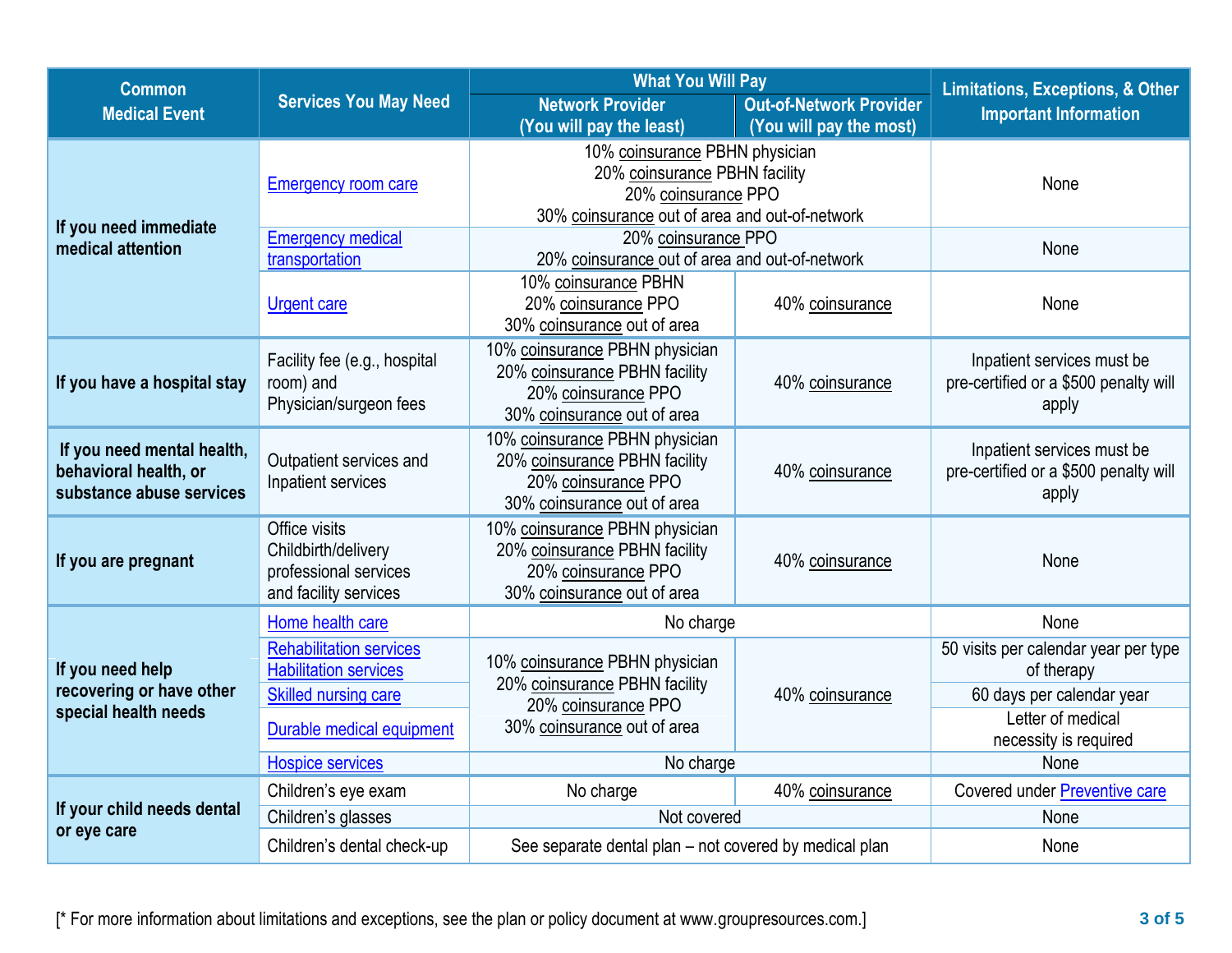| Common Medical Event | Services You May Need | What You Will Pay | | Limitations, Exceptions, & Other Important Information |
|---|---|---|---|---|
| | | Network Provider (You will pay the least) | Out-of-Network Provider (You will pay the most) | |
| If you need immediate medical attention | Emergency room care | 10% coinsurance PBHN physician<br>20% coinsurance PBHN facility<br>20% coinsurance PPO<br>30% coinsurance out of area and out-of-network | | None |
| | Emergency medical transportation | 20% coinsurance PPO<br>20% coinsurance out of area and out-of-network | | None |
| | Urgent care | 10% coinsurance PBHN<br>20% coinsurance PPO<br>30% coinsurance out of area | 40% coinsurance | None |
| If you have a hospital stay | Facility fee (e.g., hospital room) and Physician/surgeon fees | 10% coinsurance PBHN physician<br>20% coinsurance PBHN facility<br>20% coinsurance PPO<br>30% coinsurance out of area | 40% coinsurance | Inpatient services must be pre-certified or a $500 penalty will apply |
| If you need mental health, behavioral health, or substance abuse services | Outpatient services and Inpatient services | 10% coinsurance PBHN physician<br>20% coinsurance PBHN facility<br>20% coinsurance PPO<br>30% coinsurance out of area | 40% coinsurance | Inpatient services must be pre-certified or a $500 penalty will apply |
| If you are pregnant | Office visits<br>Childbirth/delivery professional services and facility services | 10% coinsurance PBHN physician<br>20% coinsurance PBHN facility<br>20% coinsurance PPO<br>30% coinsurance out of area | 40% coinsurance | None |
| If you need help recovering or have other special health needs | Home health care | No charge | | None |
| | Rehabilitation services<br>Habilitation services | 10% coinsurance PBHN physician<br>20% coinsurance PBHN facility<br>20% coinsurance PPO<br>30% coinsurance out of area | 40% coinsurance | 50 visits per calendar year per type of therapy |
| | Skilled nursing care | | | 60 days per calendar year |
| | Durable medical equipment | | | Letter of medical necessity is required |
| | Hospice services | No charge | | None |
| If your child needs dental or eye care | Children's eye exam | No charge | 40% coinsurance | Covered under Preventive care |
| | Children's glasses | Not covered | | None |
| | Children's dental check-up | See separate dental plan – not covered by medical plan | | None |

[* For more information about limitations and exceptions, see the plan or policy document at www.groupresources.com.]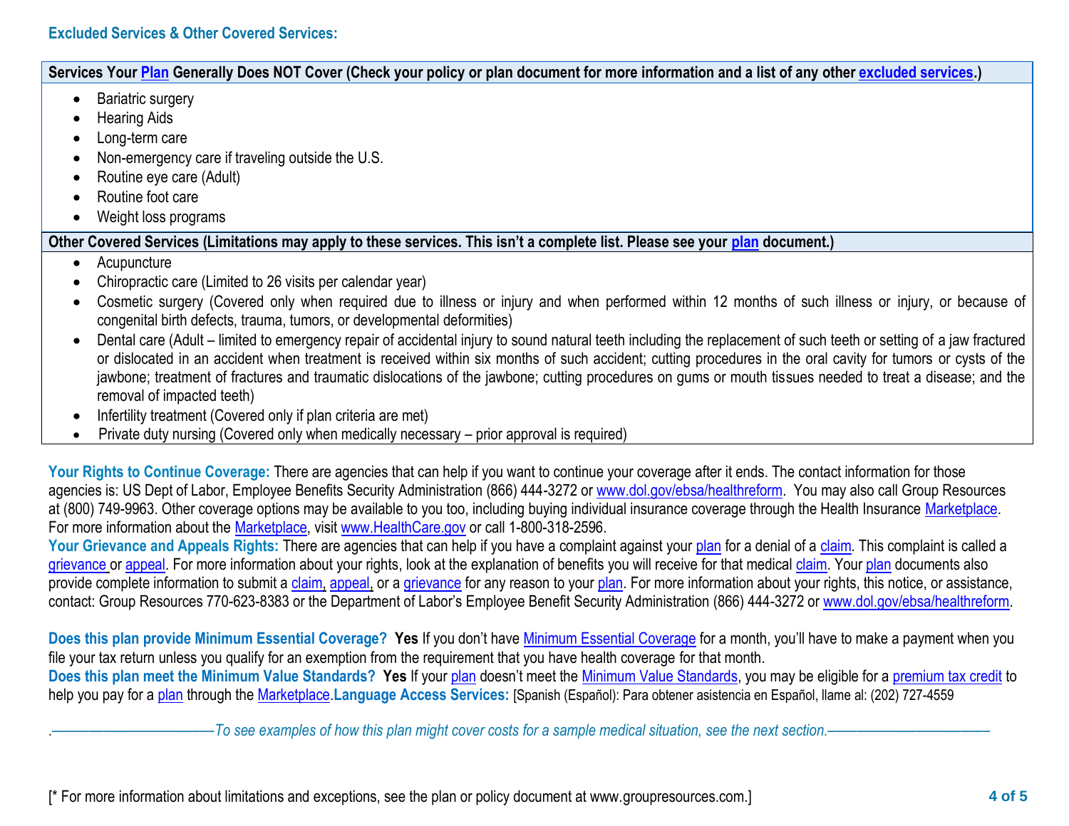### Excluded Services & Other Covered Services:

**Services Your Plan Generally Does NOT Cover (Check your policy or plan document for more information and a list of any other excluded services.)**

- Bariatric surgery
- Hearing Aids
- Long-term care
- Non-emergency care if traveling outside the U.S.
- Routine eye care (Adult)
- Routine foot care
- Weight loss programs

**Other Covered Services (Limitations may apply to these services. This isn't a complete list. Please see your plan document.)**

- Acupuncture
- Chiropractic care (Limited to 26 visits per calendar year)
- Cosmetic surgery (Covered only when required due to illness or injury and when performed within 12 months of such illness or injury, or because of congenital birth defects, trauma, tumors, or developmental deformities)
- Dental care (Adult – limited to emergency repair of accidental injury to sound natural teeth including the replacement of such teeth or setting of a jaw fractured or dislocated in an accident when treatment is received within six months of such accident; cutting procedures in the oral cavity for tumors or cysts of the jawbone; treatment of fractures and traumatic dislocations of the jawbone; cutting procedures on gums or mouth tissues needed to treat a disease; and the removal of impacted teeth)
- Infertility treatment (Covered only if plan criteria are met)
- Private duty nursing (Covered only when medically necessary – prior approval is required)

**Your Rights to Continue Coverage:** There are agencies that can help if you want to continue your coverage after it ends. The contact information for those agencies is: US Dept of Labor, Employee Benefits Security Administration (866) 444-3272 or www.dol.gov/ebsa/healthreform. You may also call Group Resources at (800) 749-9963. Other coverage options may be available to you too, including buying individual insurance coverage through the Health Insurance Marketplace. For more information about the Marketplace, visit www.HealthCare.gov or call 1-800-318-2596.

**Your Grievance and Appeals Rights:** There are agencies that can help if you have a complaint against your plan for a denial of a claim. This complaint is called a grievance or appeal. For more information about your rights, look at the explanation of benefits you will receive for that medical claim. Your plan documents also provide complete information to submit a claim, appeal, or a grievance for any reason to your plan. For more information about your rights, this notice, or assistance, contact: Group Resources 770-623-8383 or the Department of Labor's Employee Benefit Security Administration (866) 444-3272 or www.dol.gov/ebsa/healthreform.

**Does this plan provide Minimum Essential Coverage? Yes** If you don't have Minimum Essential Coverage for a month, you'll have to make a payment when you file your tax return unless you qualify for an exemption from the requirement that you have health coverage for that month.

**Does this plan meet the Minimum Value Standards? Yes** If your plan doesn't meet the Minimum Value Standards, you may be eligible for a premium tax credit to help you pay for a plan through the Marketplace.

**Language Access Services:** [Spanish (Español): Para obtener asistencia en Español, llame al: (202) 727-4559

*——————————To see examples of how this plan might cover costs for a sample medical situation, see the next section.——————————*

[* For more information about limitations and exceptions, see the plan or policy document at www.groupresources.com.]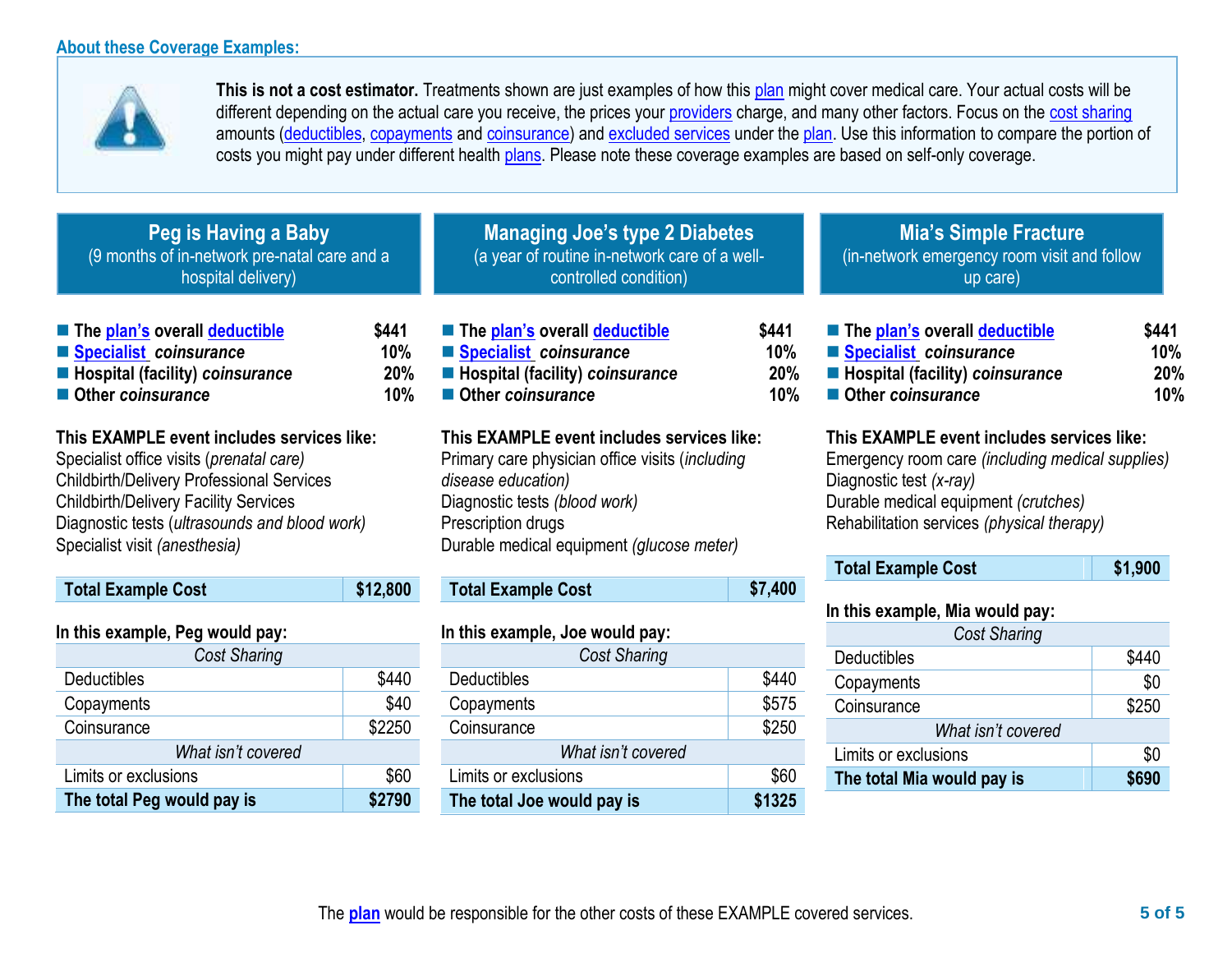## About these Coverage Examples:

**This is not a cost estimator.** Treatments shown are just examples of how this plan might cover medical care. Your actual costs will be different depending on the actual care you receive, the prices your providers charge, and many other factors. Focus on the cost sharing amounts (deductibles, copayments and coinsurance) and excluded services under the plan. Use this information to compare the portion of costs you might pay under different health plans. Please note these coverage examples are based on self-only coverage.

### Peg is Having a Baby
(9 months of in-network pre-natal care and a hospital delivery)

| | |
|---|---|
| **The plan's overall deductible** | **$441** |
| **Specialist *coinsurance*** | **10%** |
| **Hospital (facility) *coinsurance*** | **20%** |
| **Other *coinsurance*** | **10%** |

**This EXAMPLE event includes services like:**
Specialist office visits (*prenatal care)*
Childbirth/Delivery Professional Services
Childbirth/Delivery Facility Services
Diagnostic tests (*ultrasounds and blood work)*
Specialist visit *(anesthesia)*

| **Total Example Cost** | **$12,800** |
|---|---|

**In this example, Peg would pay:**

| *Cost Sharing* | |
|---|---|
| Deductibles | $440 |
| Copayments | $40 |
| Coinsurance | $2250 |
| *What isn't covered* | |
| Limits or exclusions | $60 |
| **The total Peg would pay is** | **$2790** |

### Managing Joe's type 2 Diabetes
(a year of routine in-network care of a well-controlled condition)

| | |
|---|---|
| **The plan's overall deductible** | **$441** |
| **Specialist *coinsurance*** | **10%** |
| **Hospital (facility) *coinsurance*** | **20%** |
| **Other *coinsurance*** | **10%** |

**This EXAMPLE event includes services like:**
Primary care physician office visits (*including disease education)*
Diagnostic tests *(blood work)*
Prescription drugs
Durable medical equipment *(glucose meter)*

| **Total Example Cost** | **$7,400** |
|---|---|

**In this example, Joe would pay:**

| *Cost Sharing* | |
|---|---|
| Deductibles | $440 |
| Copayments | $575 |
| Coinsurance | $250 |
| *What isn't covered* | |
| Limits or exclusions | $60 |
| **The total Joe would pay is** | **$1325** |

### Mia's Simple Fracture
(in-network emergency room visit and follow up care)

| | |
|---|---|
| **The plan's overall deductible** | **$441** |
| **Specialist *coinsurance*** | **10%** |
| **Hospital (facility) *coinsurance*** | **20%** |
| **Other *coinsurance*** | **10%** |

**This EXAMPLE event includes services like:**
Emergency room care *(including medical supplies)*
Diagnostic test *(x-ray)*
Durable medical equipment *(crutches)*
Rehabilitation services *(physical therapy)*

| **Total Example Cost** | **$1,900** |
|---|---|

**In this example, Mia would pay:**

| *Cost Sharing* | |
|---|---|
| Deductibles | $440 |
| Copayments | $0 |
| Coinsurance | $250 |
| *What isn't covered* | |
| Limits or exclusions | $0 |
| **The total Mia would pay is** | **$690** |

The plan would be responsible for the other costs of these EXAMPLE covered services.